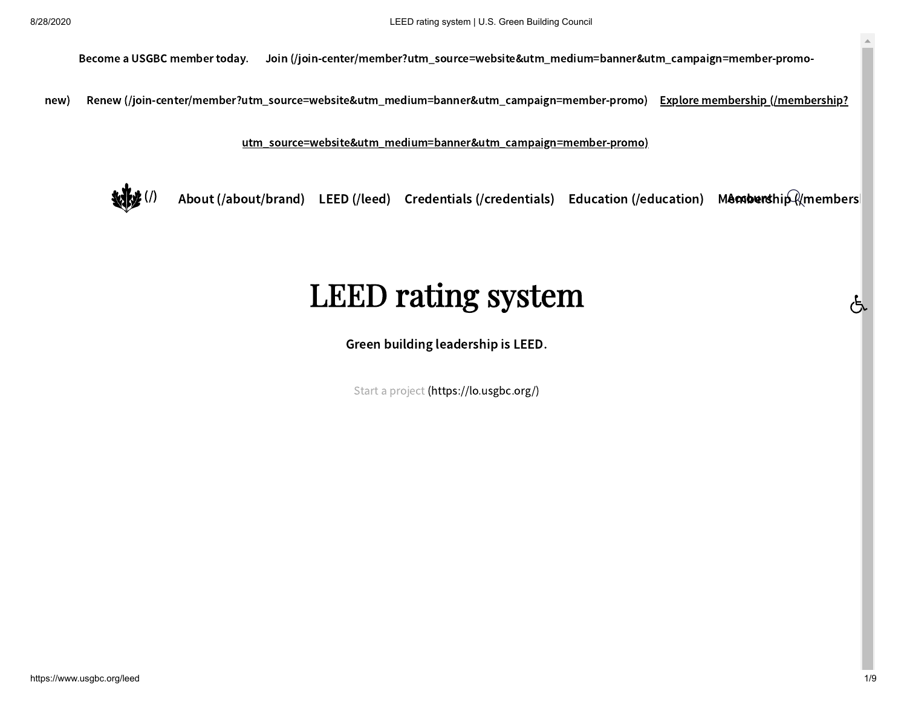Become a USGBC member today. Join (/join-center/member?utm_source=website&utm_medium=banner&utm_campaign=member-promo-new) Renew (/join-center/member?utm_source=website&utm_medium=banner&utm_campaign=member-promo) Explore membership (/membership?utm_source=website&utm_medium=banner&utm_campaign=member-promo)

(/) About (/about/brand) LEED (/leed) Credentials (/credentials) Education (/education) Membership (/membership) Account

# LEED rating system

**Green building leadership is LEED.**

Start a project (https://lo.usgbc.org/)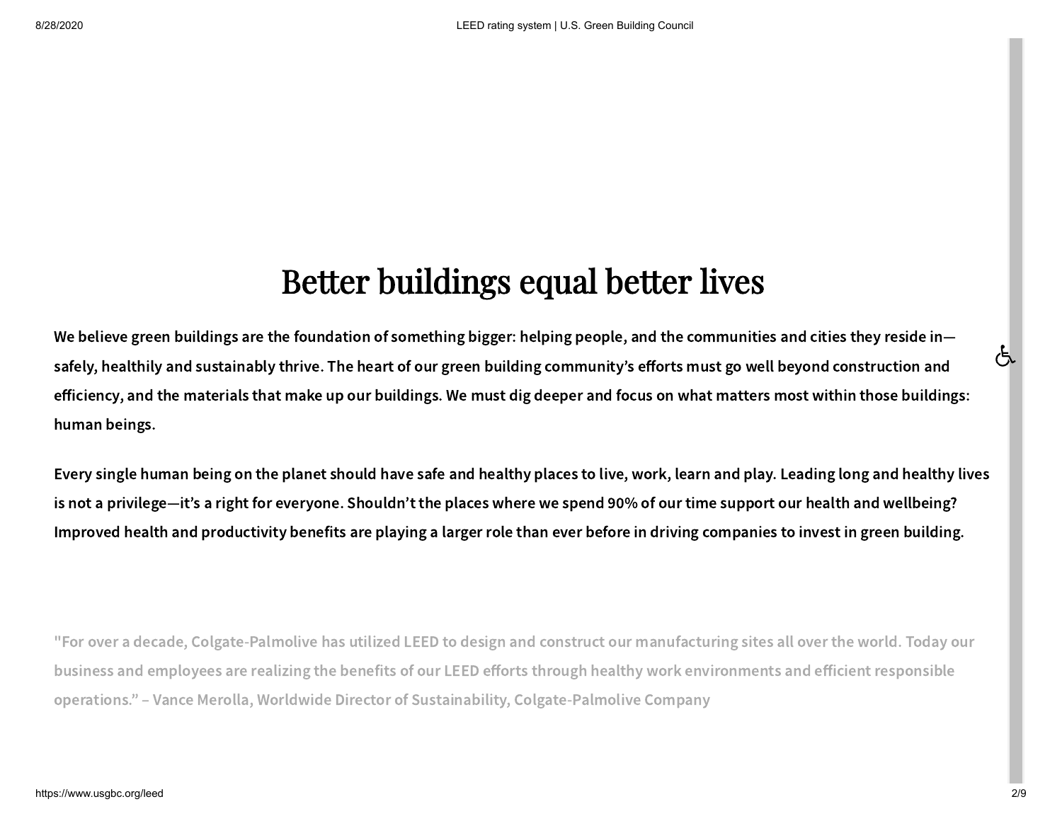# Better buildings equal better lives

**We believe green buildings are the foundation of something bigger: helping people, and the communities and cities they reside in—safely, healthily and sustainably thrive. The heart of our green building community's efforts must go well beyond construction and efficiency, and the materials that make up our buildings. We must dig deeper and focus on what matters most within those buildings: human beings.**

**Every single human being on the planet should have safe and healthy places to live, work, learn and play. Leading long and healthy lives is not a privilege—it's a right for everyone. Shouldn't the places where we spend 90% of our time support our health and wellbeing? Improved health and productivity benefits are playing a larger role than ever before in driving companies to invest in green building.**

"For over a decade, Colgate-Palmolive has utilized LEED to design and construct our manufacturing sites all over the world. Today our business and employees are realizing the benefits of our LEED efforts through healthy work environments and efficient responsible operations." – Vance Merolla, Worldwide Director of Sustainability, Colgate-Palmolive Company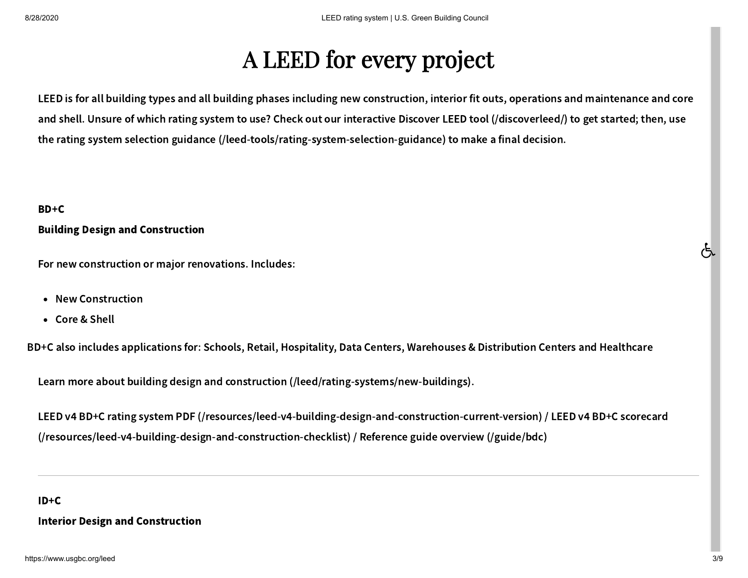# A LEED for every project

**LEED is for all building types and all building phases including new construction, interior fit outs, operations and maintenance and core and shell. Unsure of which rating system to use? Check out our interactive Discover LEED tool (/discoverleed/) to get started; then, use the rating system selection guidance (/leed-tools/rating-system-selection-guidance) to make a final decision.**

**BD+C**

**Building Design and Construction**

**For new construction or major renovations. Includes:**

- **New Construction**
- **Core & Shell**

**BD+C also includes applications for: Schools, Retail, Hospitality, Data Centers, Warehouses & Distribution Centers and Healthcare**

**Learn more about building design and construction (/leed/rating-systems/new-buildings).**

**LEED v4 BD+C rating system PDF (/resources/leed-v4-building-design-and-construction-current-version) / LEED v4 BD+C scorecard (/resources/leed-v4-building-design-and-construction-checklist) / Reference guide overview (/guide/bdc)**

---

**ID+C**

**Interior Design and Construction**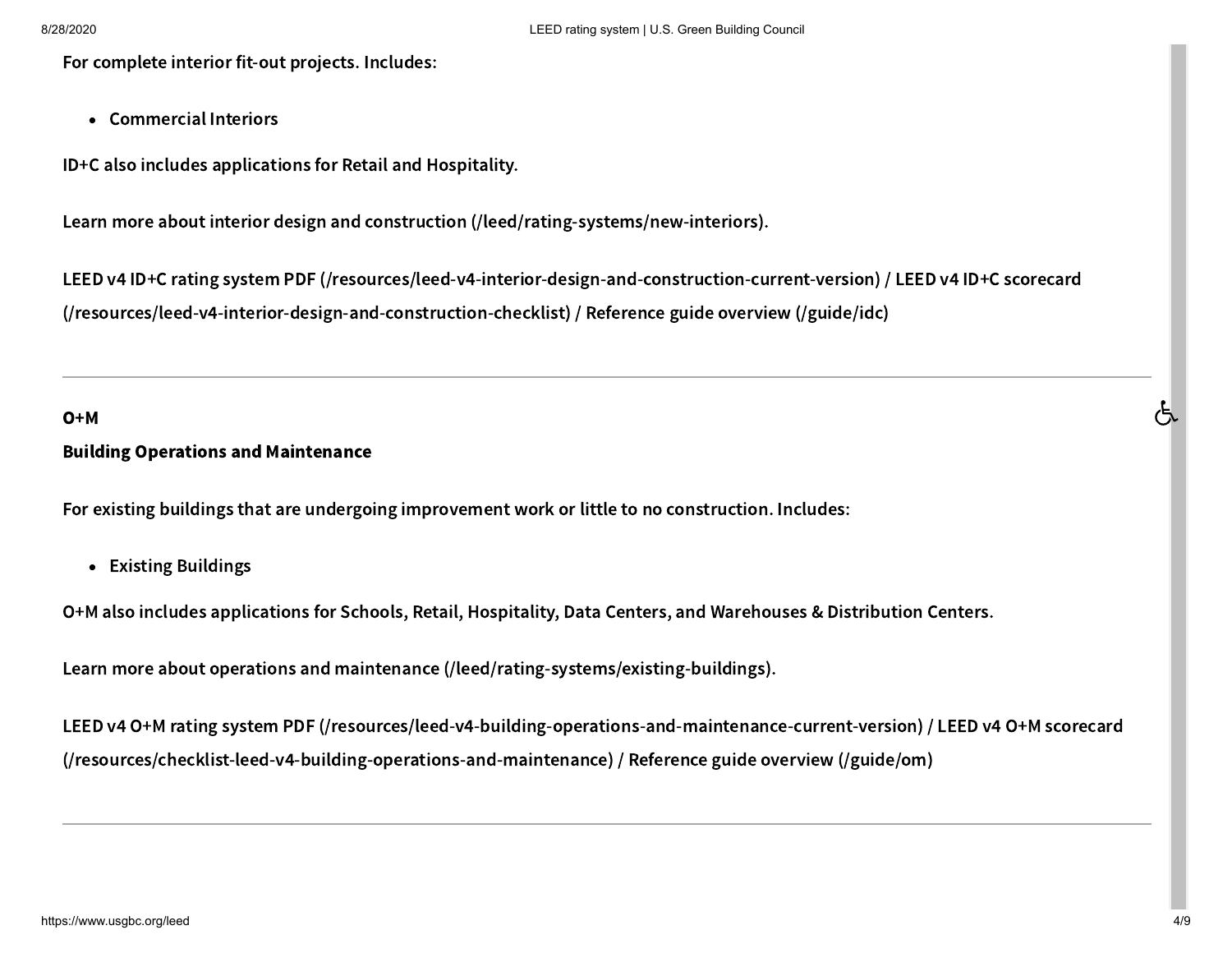For complete interior fit-out projects. Includes:

- Commercial Interiors

ID+C also includes applications for Retail and Hospitality.

Learn more about interior design and construction (/leed/rating-systems/new-interiors).

LEED v4 ID+C rating system PDF (/resources/leed-v4-interior-design-and-construction-current-version) / LEED v4 ID+C scorecard (/resources/leed-v4-interior-design-and-construction-checklist) / Reference guide overview (/guide/idc)

---

**O+M**

**Building Operations and Maintenance**

For existing buildings that are undergoing improvement work or little to no construction. Includes:

- Existing Buildings

O+M also includes applications for Schools, Retail, Hospitality, Data Centers, and Warehouses & Distribution Centers.

Learn more about operations and maintenance (/leed/rating-systems/existing-buildings).

LEED v4 O+M rating system PDF (/resources/leed-v4-building-operations-and-maintenance-current-version) / LEED v4 O+M scorecard (/resources/checklist-leed-v4-building-operations-and-maintenance) / Reference guide overview (/guide/om)

---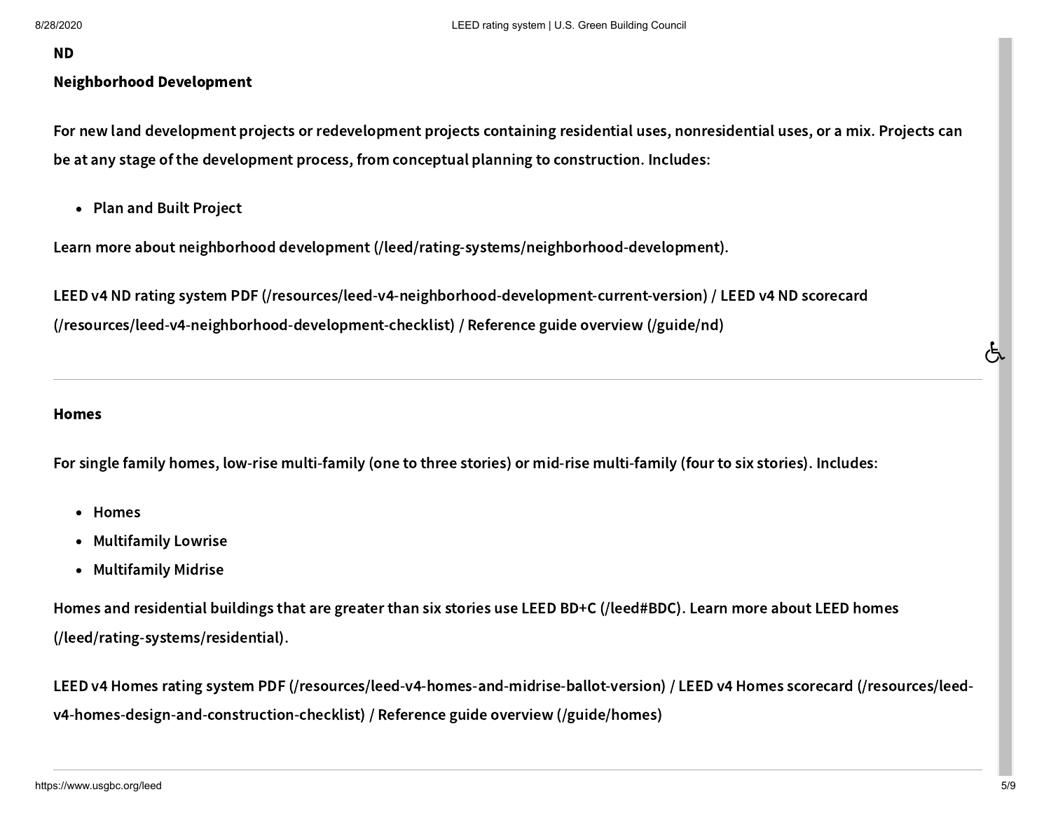**ND**

**Neighborhood Development**

For new land development projects or redevelopment projects containing residential uses, nonresidential uses, or a mix. Projects can be at any stage of the development process, from conceptual planning to construction. Includes:

- Plan and Built Project

Learn more about neighborhood development (/leed/rating-systems/neighborhood-development).

LEED v4 ND rating system PDF (/resources/leed-v4-neighborhood-development-current-version) / LEED v4 ND scorecard (/resources/leed-v4-neighborhood-development-checklist) / Reference guide overview (/guide/nd)

---

**Homes**

For single family homes, low-rise multi-family (one to three stories) or mid-rise multi-family (four to six stories). Includes:

- Homes
- Multifamily Lowrise
- Multifamily Midrise

Homes and residential buildings that are greater than six stories use LEED BD+C (/leed#BDC). Learn more about LEED homes (/leed/rating-systems/residential).

LEED v4 Homes rating system PDF (/resources/leed-v4-homes-and-midrise-ballot-version) / LEED v4 Homes scorecard (/resources/leed-v4-homes-design-and-construction-checklist) / Reference guide overview (/guide/homes)

---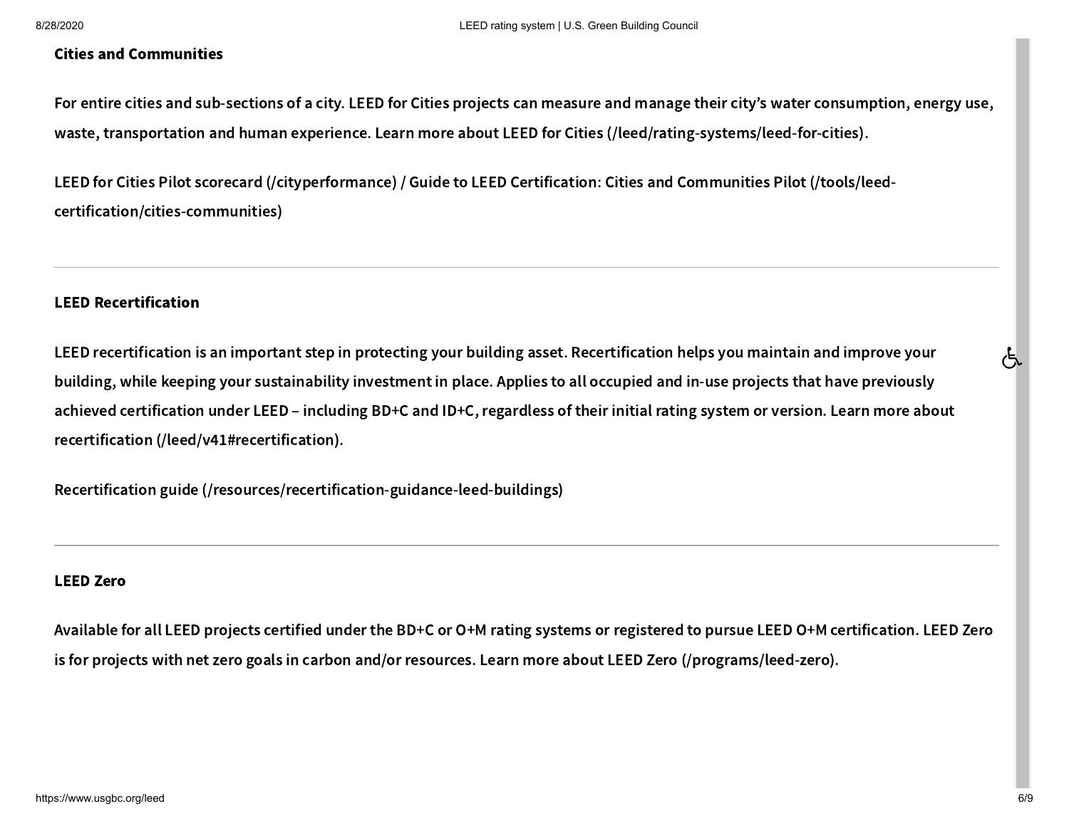### Cities and Communities

For entire cities and sub-sections of a city. LEED for Cities projects can measure and manage their city's water consumption, energy use, waste, transportation and human experience. Learn more about LEED for Cities (/leed/rating-systems/leed-for-cities).

LEED for Cities Pilot scorecard (/cityperformance) / Guide to LEED Certification: Cities and Communities Pilot (/tools/leed-certification/cities-communities)

---

### LEED Recertification

LEED recertification is an important step in protecting your building asset. Recertification helps you maintain and improve your building, while keeping your sustainability investment in place. Applies to all occupied and in-use projects that have previously achieved certification under LEED – including BD+C and ID+C, regardless of their initial rating system or version. Learn more about recertification (/leed/v41#recertification).

Recertification guide (/resources/recertification-guidance-leed-buildings)

---

### LEED Zero

Available for all LEED projects certified under the BD+C or O+M rating systems or registered to pursue LEED O+M certification. LEED Zero is for projects with net zero goals in carbon and/or resources. Learn more about LEED Zero (/programs/leed-zero).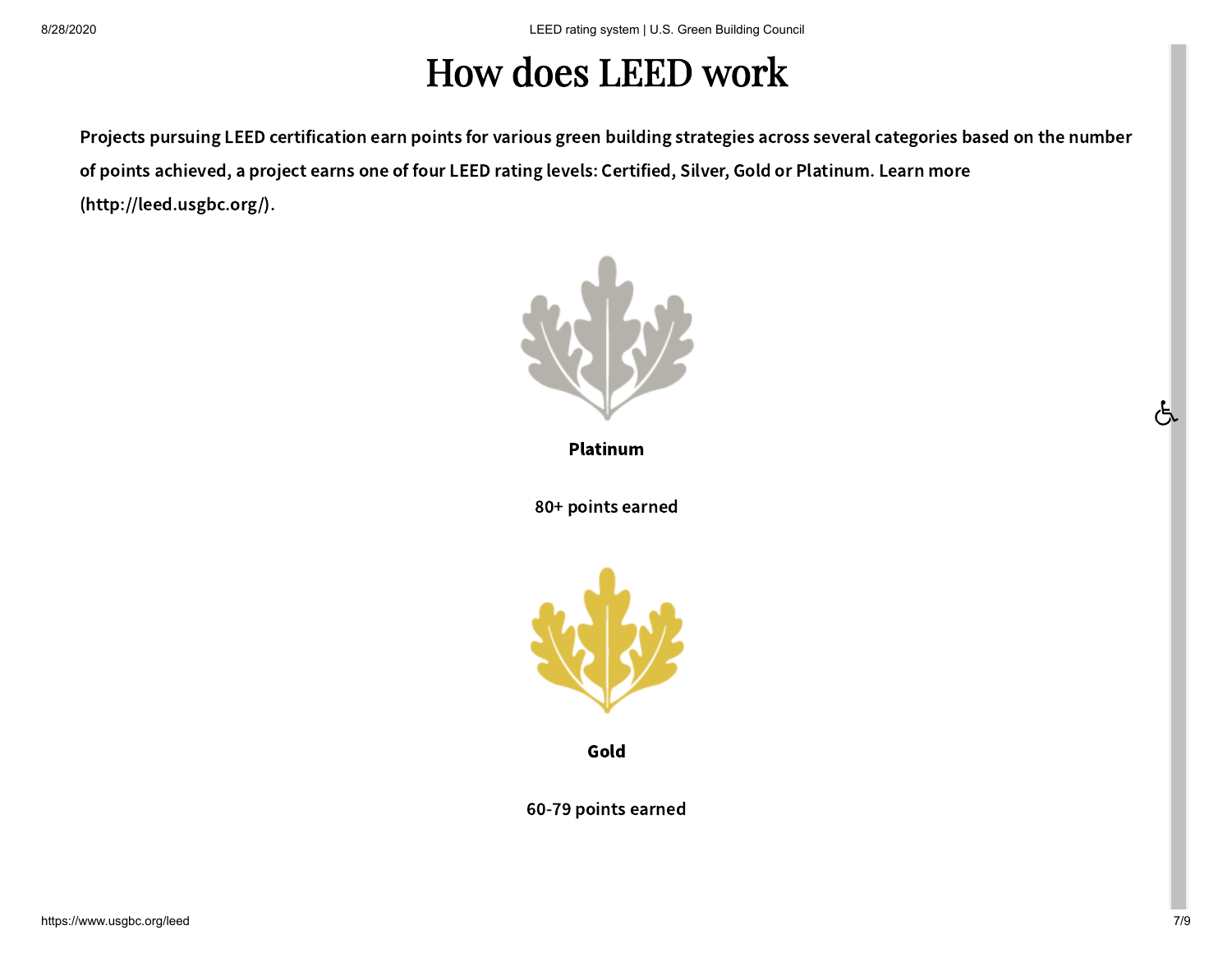# How does LEED work

**Projects pursuing LEED certification earn points for various green building strategies across several categories based on the number of points achieved, a project earns one of four LEED rating levels: Certified, Silver, Gold or Platinum. Learn more (http://leed.usgbc.org/).**

**Platinum**

80+ points earned

**Gold**

60-79 points earned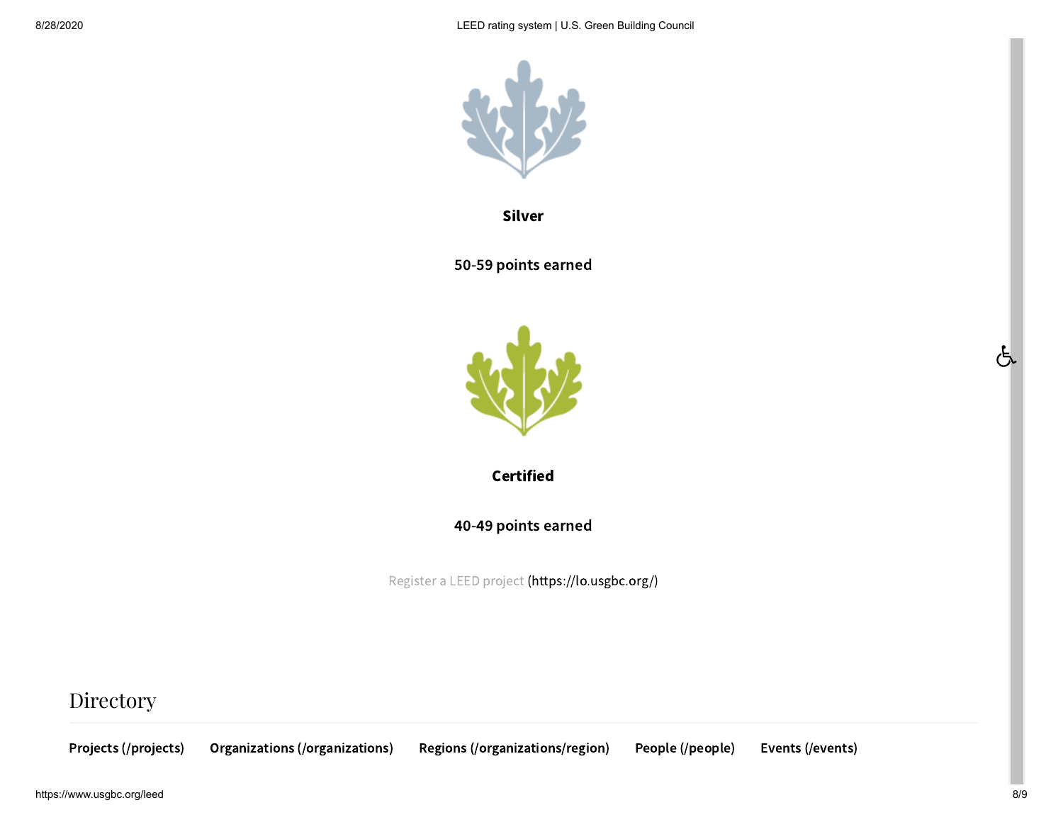**Silver**

**50-59 points earned**

**Certified**

**40-49 points earned**

Register a LEED project (https://lo.usgbc.org/)

## Directory

**Projects (/projects)** **Organizations (/organizations)** **Regions (/organizations/region)** **People (/people)** **Events (/events)**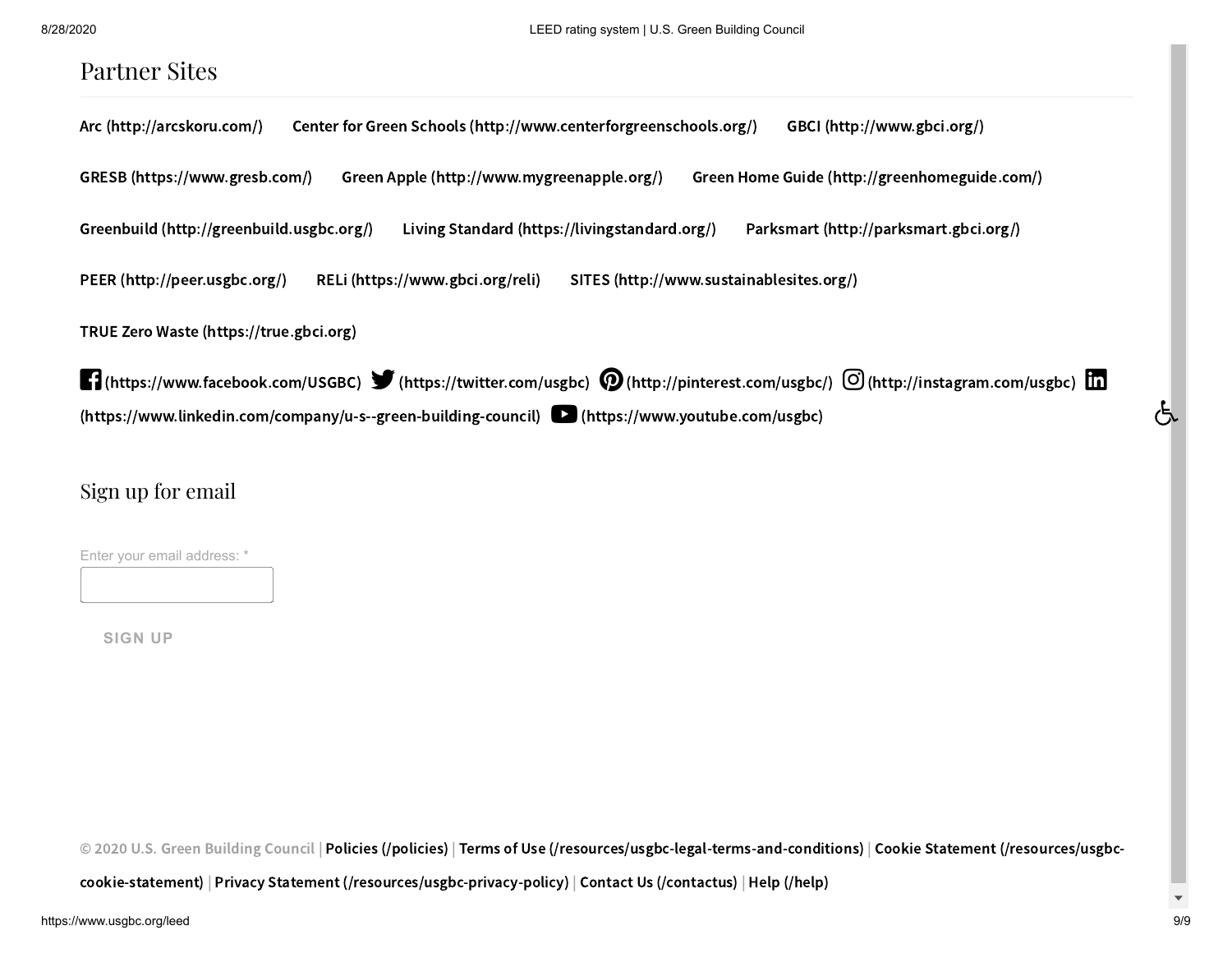## Partner Sites

**Arc (http://arcskoru.com/)** **Center for Green Schools (http://www.centerforgreenschools.org/)** **GBCI (http://www.gbci.org/)**

**GRESB (https://www.gresb.com/)** **Green Apple (http://www.mygreenapple.org/)** **Green Home Guide (http://greenhomeguide.com/)**

**Greenbuild (http://greenbuild.usgbc.org/)** **Living Standard (https://livingstandard.org/)** **Parksmart (http://parksmart.gbci.org/)**

**PEER (http://peer.usgbc.org/)** **RELi (https://www.gbci.org/reli)** **SITES (http://www.sustainablesites.org/)**

**TRUE Zero Waste (https://true.gbci.org)**

**(https://www.facebook.com/USGBC)** **(https://twitter.com/usgbc)** **(http://pinterest.com/usgbc/)** **(http://instagram.com/usgbc)** **(https://www.linkedin.com/company/u-s--green-building-council)** **(https://www.youtube.com/usgbc)**

## Sign up for email

Enter your email address: *

SIGN UP

© 2020 U.S. Green Building Council | **Policies (/policies)** | **Terms of Use (/resources/usgbc-legal-terms-and-conditions)** | **Cookie Statement (/resources/usgbc-cookie-statement)** | **Privacy Statement (/resources/usgbc-privacy-policy)** | **Contact Us (/contactus)** | **Help (/help)**